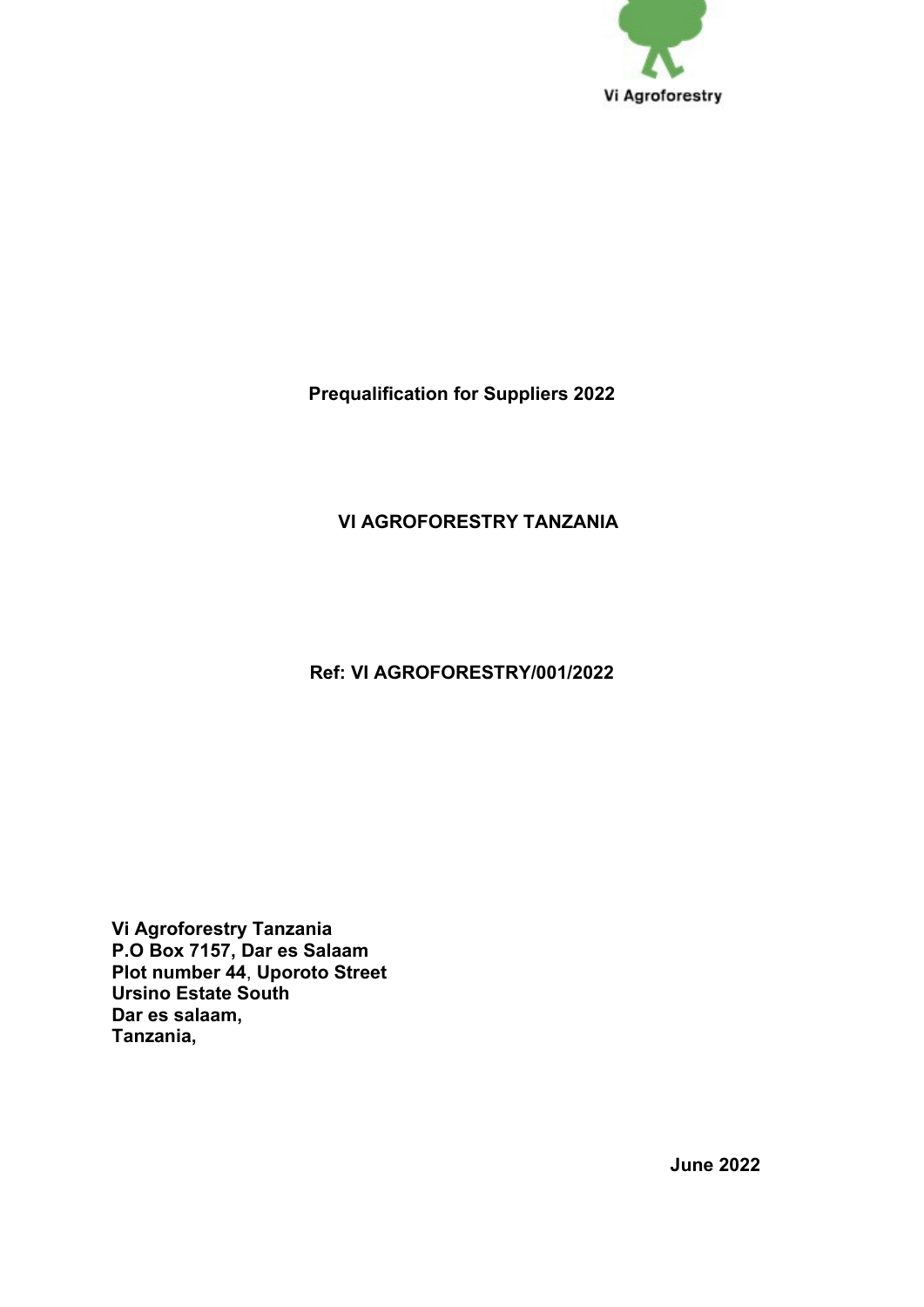Vi Agroforestry

**Prequalification for Suppliers 2022**

**VI AGROFORESTRY TANZANIA**

**Ref: VI AGROFORESTRY/001/2022**

**Vi Agroforestry Tanzania**
**P.O Box 7157, Dar es Salaam**
**Plot number 44, Uporoto Street**
**Ursino Estate South**
**Dar es salaam,**
**Tanzania,**

**June 2022**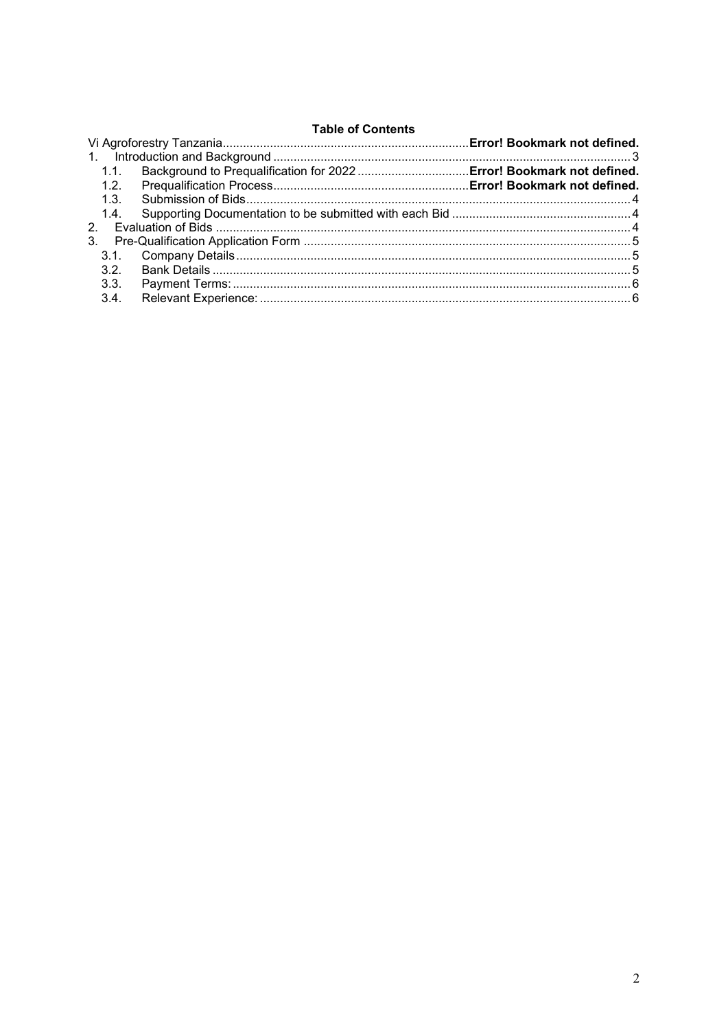**Table of Contents**

Vi Agroforestry Tanzania........................................................................**Error! Bookmark not defined.**

1. Introduction and Background .......................................................................................................... 3
   - 1.1. Background to Prequalification for 2022 .................................**Error! Bookmark not defined.**
   - 1.2. Prequalification Process..........................................................**Error! Bookmark not defined.**
   - 1.3. Submission of Bids................................................................................................................. 4
   - 1.4. Supporting Documentation to be submitted with each Bid ..................................................... 4
2. Evaluation of Bids .......................................................................................................................... 4
3. Pre-Qualification Application Form ................................................................................................ 5
   - 3.1. Company Details.................................................................................................................... 5
   - 3.2. Bank Details ........................................................................................................................... 5
   - 3.3. Payment Terms: ..................................................................................................................... 6
   - 3.4. Relevant Experience: ............................................................................................................. 6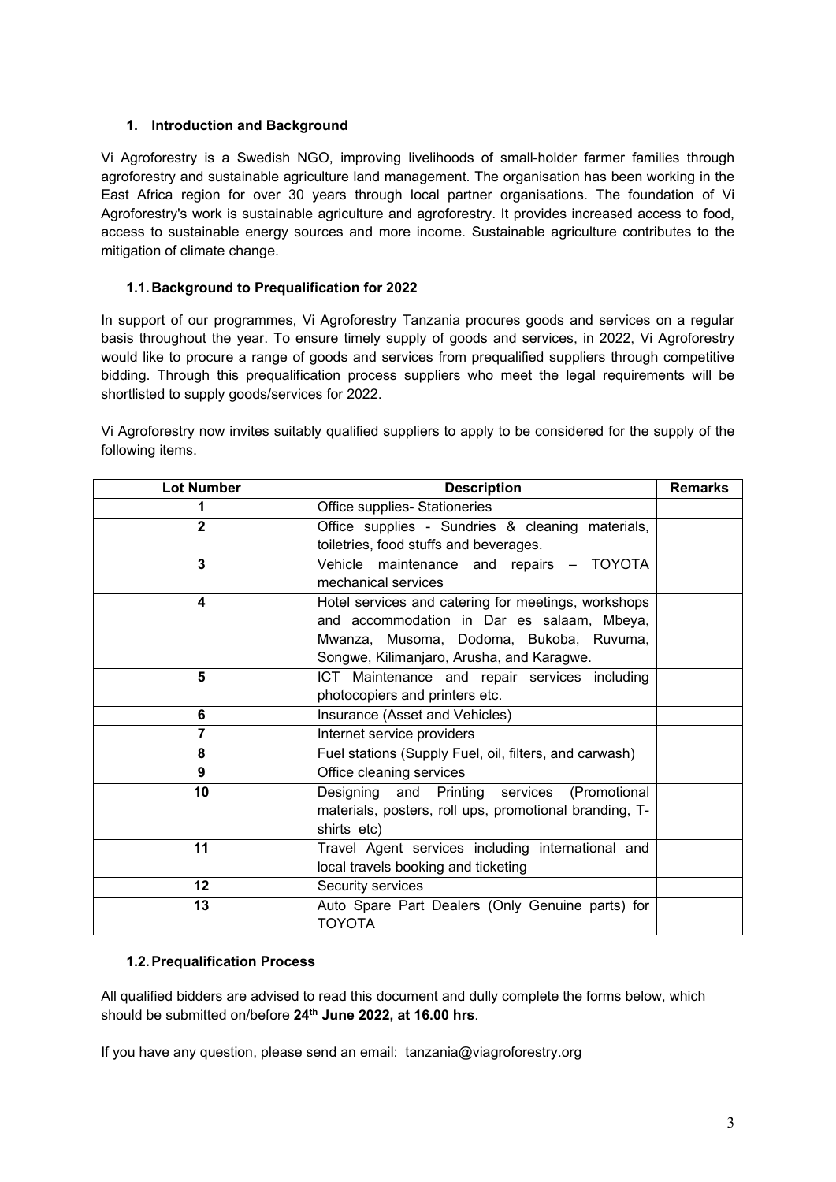## 1. Introduction and Background

Vi Agroforestry is a Swedish NGO, improving livelihoods of small-holder farmer families through agroforestry and sustainable agriculture land management. The organisation has been working in the East Africa region for over 30 years through local partner organisations. The foundation of Vi Agroforestry's work is sustainable agriculture and agroforestry. It provides increased access to food, access to sustainable energy sources and more income. Sustainable agriculture contributes to the mitigation of climate change.

### 1.1. Background to Prequalification for 2022

In support of our programmes, Vi Agroforestry Tanzania procures goods and services on a regular basis throughout the year. To ensure timely supply of goods and services, in 2022, Vi Agroforestry would like to procure a range of goods and services from prequalified suppliers through competitive bidding. Through this prequalification process suppliers who meet the legal requirements will be shortlisted to supply goods/services for 2022.

Vi Agroforestry now invites suitably qualified suppliers to apply to be considered for the supply of the following items.

| Lot Number | Description | Remarks |
|---|---|---|
| 1 | Office supplies- Stationeries | |
| 2 | Office supplies - Sundries & cleaning materials, toiletries, food stuffs and beverages. | |
| 3 | Vehicle maintenance and repairs – TOYOTA mechanical services | |
| 4 | Hotel services and catering for meetings, workshops and accommodation in Dar es salaam, Mbeya, Mwanza, Musoma, Dodoma, Bukoba, Ruvuma, Songwe, Kilimanjaro, Arusha, and Karagwe. | |
| 5 | ICT Maintenance and repair services including photocopiers and printers etc. | |
| 6 | Insurance (Asset and Vehicles) | |
| 7 | Internet service providers | |
| 8 | Fuel stations (Supply Fuel, oil, filters, and carwash) | |
| 9 | Office cleaning services | |
| 10 | Designing and Printing services (Promotional materials, posters, roll ups, promotional branding, T-shirts etc) | |
| 11 | Travel Agent services including international and local travels booking and ticketing | |
| 12 | Security services | |
| 13 | Auto Spare Part Dealers (Only Genuine parts) for TOYOTA | |

### 1.2. Prequalification Process

All qualified bidders are advised to read this document and dully complete the forms below, which should be submitted on/before **24th June 2022, at 16.00 hrs**.

If you have any question, please send an email: tanzania@viagroforestry.org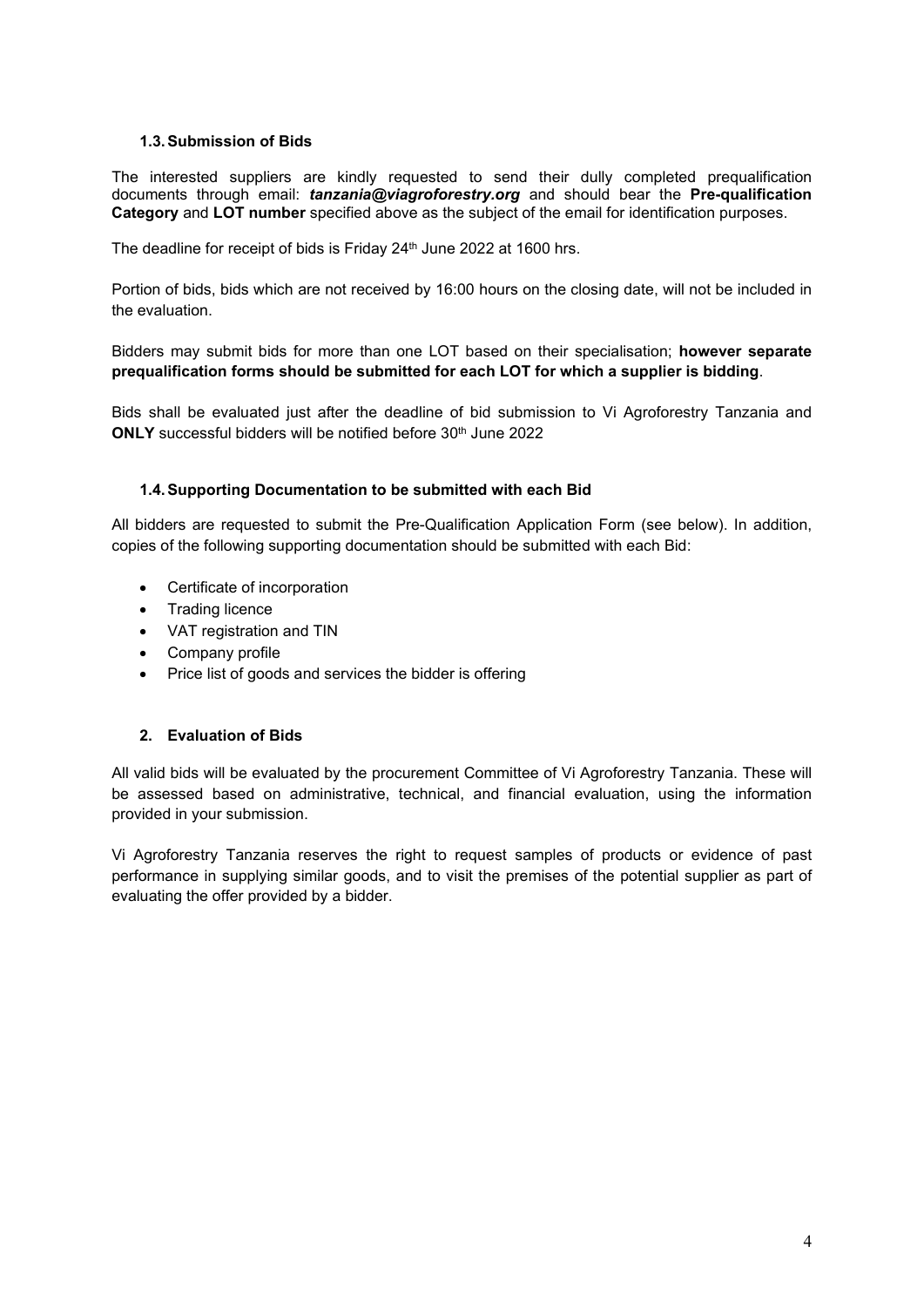### 1.3. Submission of Bids

The interested suppliers are kindly requested to send their dully completed prequalification documents through email: ***tanzania@viagroforestry.org*** and should bear the **Pre-qualification Category** and **LOT number** specified above as the subject of the email for identification purposes.

The deadline for receipt of bids is Friday 24th June 2022 at 1600 hrs.

Portion of bids, bids which are not received by 16:00 hours on the closing date, will not be included in the evaluation.

Bidders may submit bids for more than one LOT based on their specialisation; **however separate prequalification forms should be submitted for each LOT for which a supplier is bidding**.

Bids shall be evaluated just after the deadline of bid submission to Vi Agroforestry Tanzania and **ONLY** successful bidders will be notified before 30th June 2022

### 1.4. Supporting Documentation to be submitted with each Bid

All bidders are requested to submit the Pre-Qualification Application Form (see below). In addition, copies of the following supporting documentation should be submitted with each Bid:

- Certificate of incorporation
- Trading licence
- VAT registration and TIN
- Company profile
- Price list of goods and services the bidder is offering

## 2. Evaluation of Bids

All valid bids will be evaluated by the procurement Committee of Vi Agroforestry Tanzania. These will be assessed based on administrative, technical, and financial evaluation, using the information provided in your submission.

Vi Agroforestry Tanzania reserves the right to request samples of products or evidence of past performance in supplying similar goods, and to visit the premises of the potential supplier as part of evaluating the offer provided by a bidder.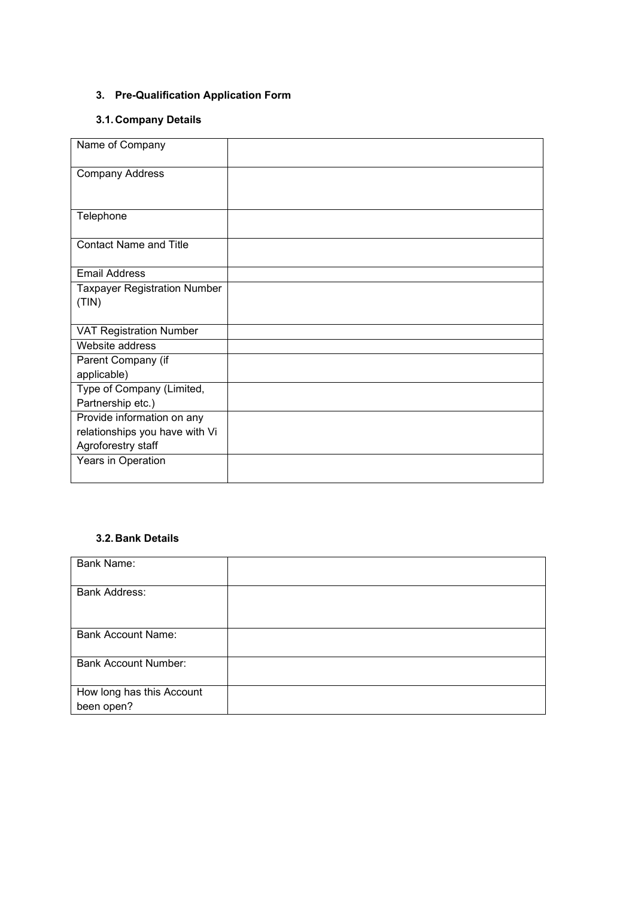## 3. Pre-Qualification Application Form

### 3.1. Company Details

| | |
|---|---|
| Name of Company | |
| Company Address | |
| Telephone | |
| Contact Name and Title | |
| Email Address | |
| Taxpayer Registration Number (TIN) | |
| VAT Registration Number | |
| Website address | |
| Parent Company (if applicable) | |
| Type of Company (Limited, Partnership etc.) | |
| Provide information on any relationships you have with Vi Agroforestry staff | |
| Years in Operation | |

### 3.2. Bank Details

| | |
|---|---|
| Bank Name: | |
| Bank Address: | |
| Bank Account Name: | |
| Bank Account Number: | |
| How long has this Account been open? | |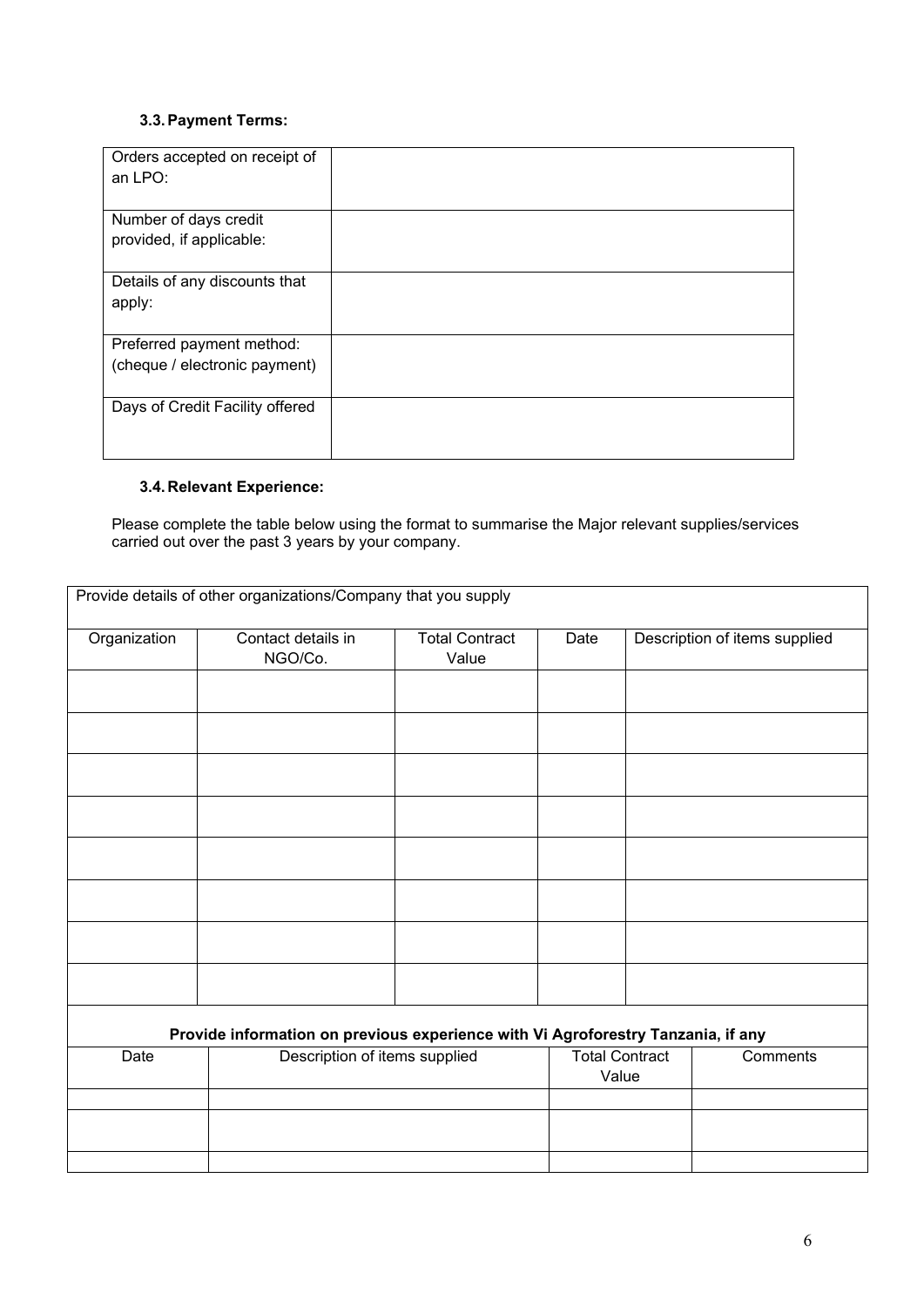### 3.3. Payment Terms:

| | |
|---|---|
| Orders accepted on receipt of an LPO: | |
| Number of days credit provided, if applicable: | |
| Details of any discounts that apply: | |
| Preferred payment method: (cheque / electronic payment) | |
| Days of Credit Facility offered | |

### 3.4. Relevant Experience:

Please complete the table below using the format to summarise the Major relevant supplies/services carried out over the past 3 years by your company.

| Provide details of other organizations/Company that you supply | | | | |
|---|---|---|---|---|
| Organization | Contact details in NGO/Co. | Total Contract Value | Date | Description of items supplied |
| | | | | |
| | | | | |
| | | | | |
| | | | | |
| | | | | |
| | | | | |
| | | | | |
| | | | | |

**Provide information on previous experience with Vi Agroforestry Tanzania, if any**

| Date | Description of items supplied | Total Contract Value | Comments |
|---|---|---|---|
| | | | |
| | | | |
| | | | |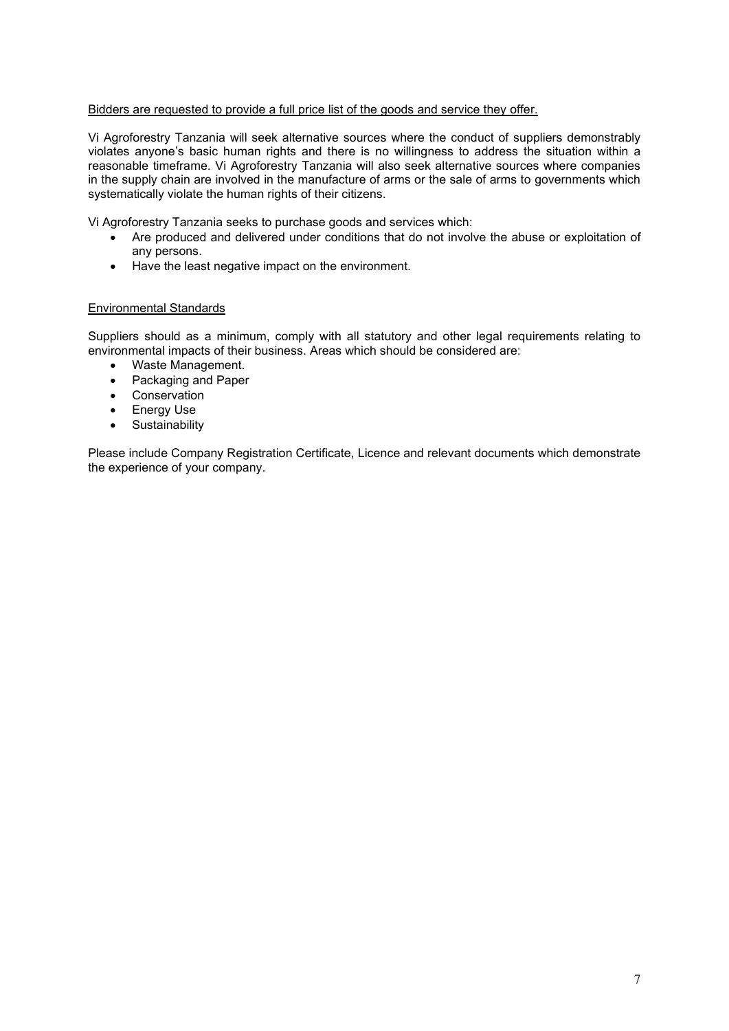<u>Bidders are requested to provide a full price list of the goods and service they offer.</u>

Vi Agroforestry Tanzania will seek alternative sources where the conduct of suppliers demonstrably violates anyone's basic human rights and there is no willingness to address the situation within a reasonable timeframe. Vi Agroforestry Tanzania will also seek alternative sources where companies in the supply chain are involved in the manufacture of arms or the sale of arms to governments which systematically violate the human rights of their citizens.

Vi Agroforestry Tanzania seeks to purchase goods and services which:

- Are produced and delivered under conditions that do not involve the abuse or exploitation of any persons.
- Have the least negative impact on the environment.

<u>Environmental Standards</u>

Suppliers should as a minimum, comply with all statutory and other legal requirements relating to environmental impacts of their business. Areas which should be considered are:

- Waste Management.
- Packaging and Paper
- Conservation
- Energy Use
- Sustainability

Please include Company Registration Certificate, Licence and relevant documents which demonstrate the experience of your company.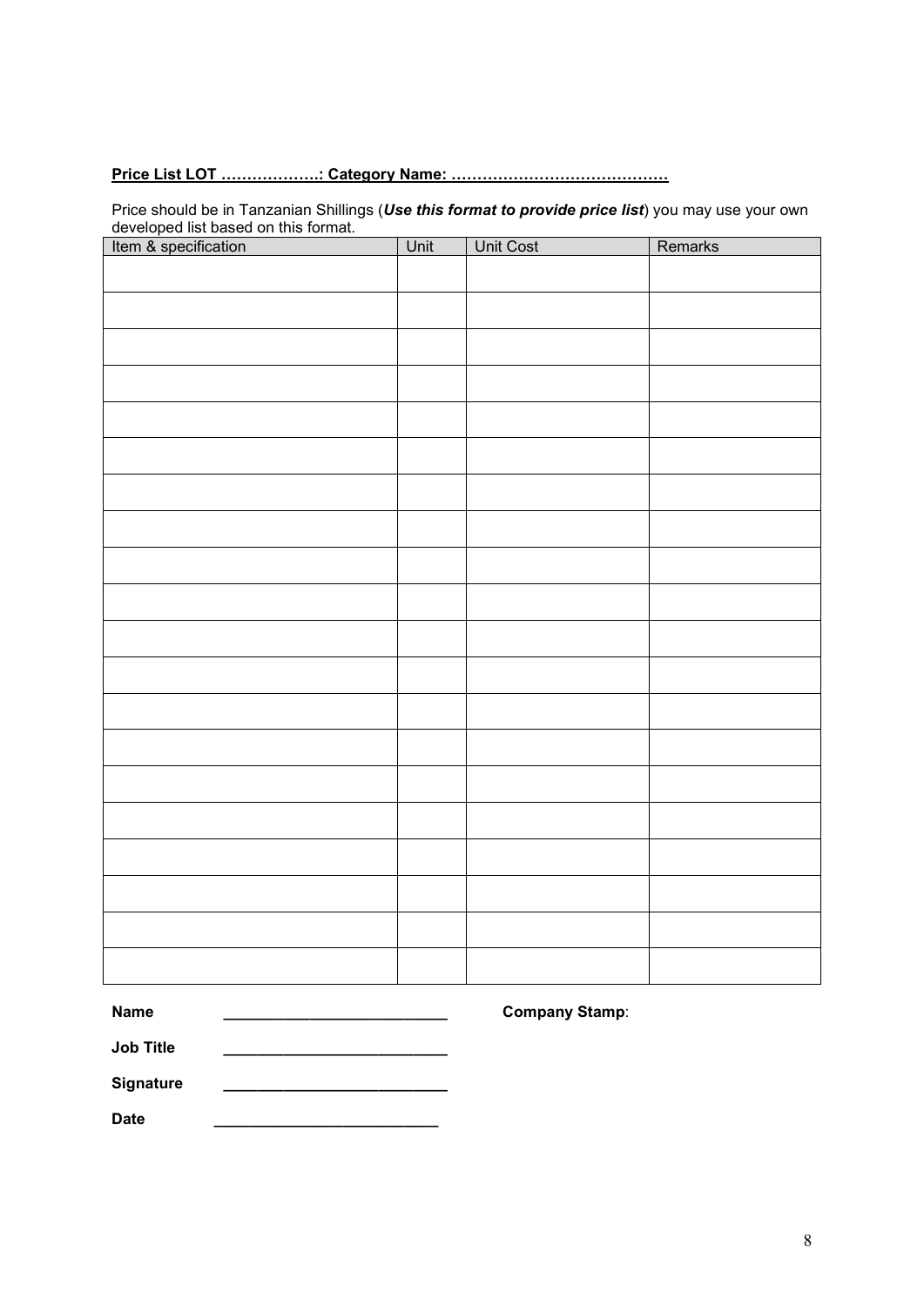**Price List LOT ……………….: Category Name: ……………………………………**

Price should be in Tanzanian Shillings (***Use this format to provide price list***) you may use your own developed list based on this format.

| Item & specification | Unit | Unit Cost | Remarks |
|---|---|---|---|
| | | | |
| | | | |
| | | | |
| | | | |
| | | | |
| | | | |
| | | | |
| | | | |
| | | | |
| | | | |
| | | | |
| | | | |
| | | | |
| | | | |
| | | | |
| | | | |
| | | | |
| | | | |
| | | | |
| | | | |

**Name** __________________________ **Company Stamp**:

**Job Title** __________________________

**Signature** __________________________

**Date** __________________________